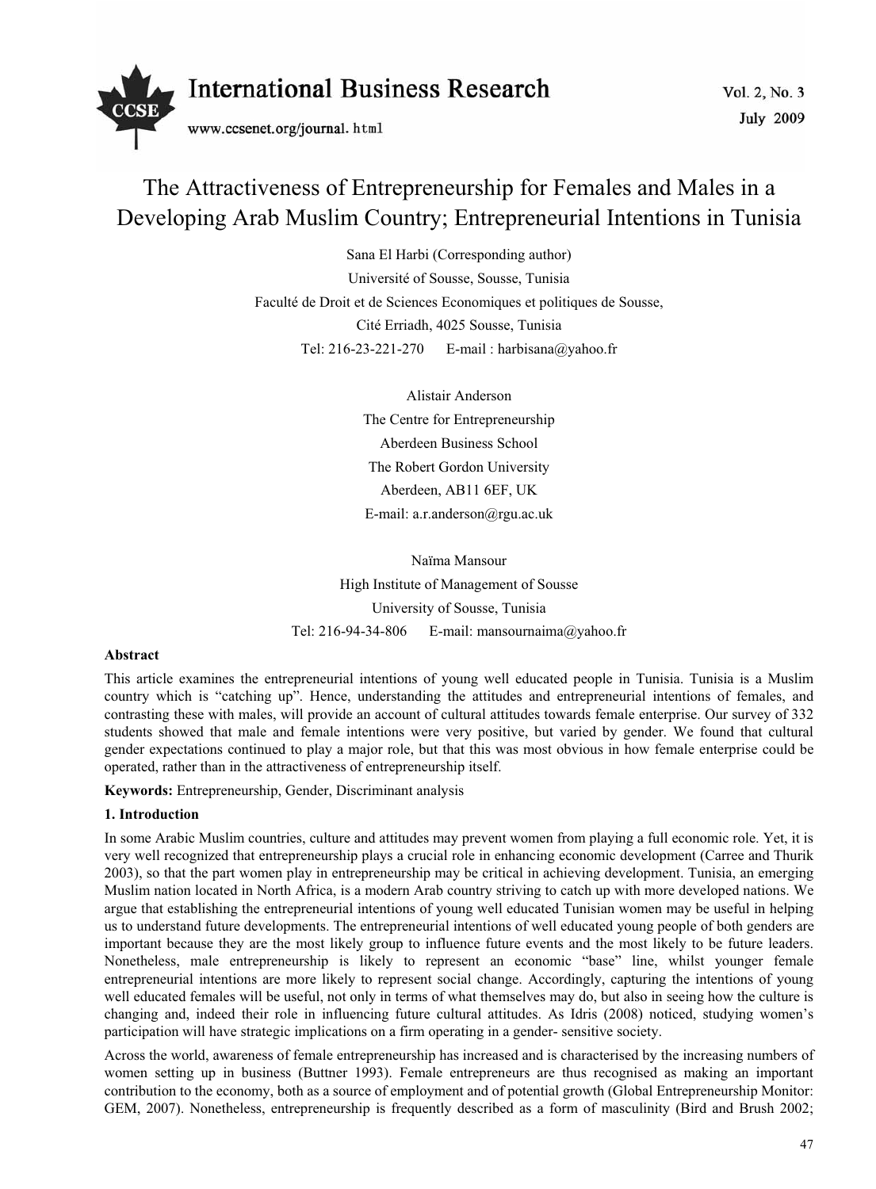# The Attractiveness of Entrepreneurship for Females and Males in a Developing Arab Muslim Country; Entrepreneurial Intentions in Tunisia

Sana El Harbi (Corresponding author)

Université of Sousse, Sousse, Tunisia

Faculté de Droit et de Sciences Economiques et politiques de Sousse,

Cité Erriadh, 4025 Sousse, Tunisia

Tel: 216-23-221-270 E-mail : harbisana@yahoo.fr

Alistair Anderson

The Centre for Entrepreneurship

Aberdeen Business School

The Robert Gordon University

Aberdeen, AB11 6EF, UK

E-mail: a.r.anderson@rgu.ac.uk

Naïma Mansour

High Institute of Management of Sousse

University of Sousse, Tunisia

Tel: 216-94-34-806 E-mail: mansournaima@yahoo.fr

**Abstract**

This article examines the entrepreneurial intentions of young well educated people in Tunisia. Tunisia is a Muslim country which is "catching up". Hence, understanding the attitudes and entrepreneurial intentions of females, and contrasting these with males, will provide an account of cultural attitudes towards female enterprise. Our survey of 332 students showed that male and female intentions were very positive, but varied by gender. We found that cultural gender expectations continued to play a major role, but that this was most obvious in how female enterprise could be operated, rather than in the attractiveness of entrepreneurship itself.

**Keywords:** Entrepreneurship, Gender, Discriminant analysis

## 1. Introduction

In some Arabic Muslim countries, culture and attitudes may prevent women from playing a full economic role. Yet, it is very well recognized that entrepreneurship plays a crucial role in enhancing economic development (Carree and Thurik 2003), so that the part women play in entrepreneurship may be critical in achieving development. Tunisia, an emerging Muslim nation located in North Africa, is a modern Arab country striving to catch up with more developed nations. We argue that establishing the entrepreneurial intentions of young well educated Tunisian women may be useful in helping us to understand future developments. The entrepreneurial intentions of well educated young people of both genders are important because they are the most likely group to influence future events and the most likely to be future leaders. Nonetheless, male entrepreneurship is likely to represent an economic "base" line, whilst younger female entrepreneurial intentions are more likely to represent social change. Accordingly, capturing the intentions of young well educated females will be useful, not only in terms of what themselves may do, but also in seeing how the culture is changing and, indeed their role in influencing future cultural attitudes. As Idris (2008) noticed, studying women's participation will have strategic implications on a firm operating in a gender- sensitive society.

Across the world, awareness of female entrepreneurship has increased and is characterised by the increasing numbers of women setting up in business (Buttner 1993). Female entrepreneurs are thus recognised as making an important contribution to the economy, both as a source of employment and of potential growth (Global Entrepreneurship Monitor: GEM, 2007). Nonetheless, entrepreneurship is frequently described as a form of masculinity (Bird and Brush 2002;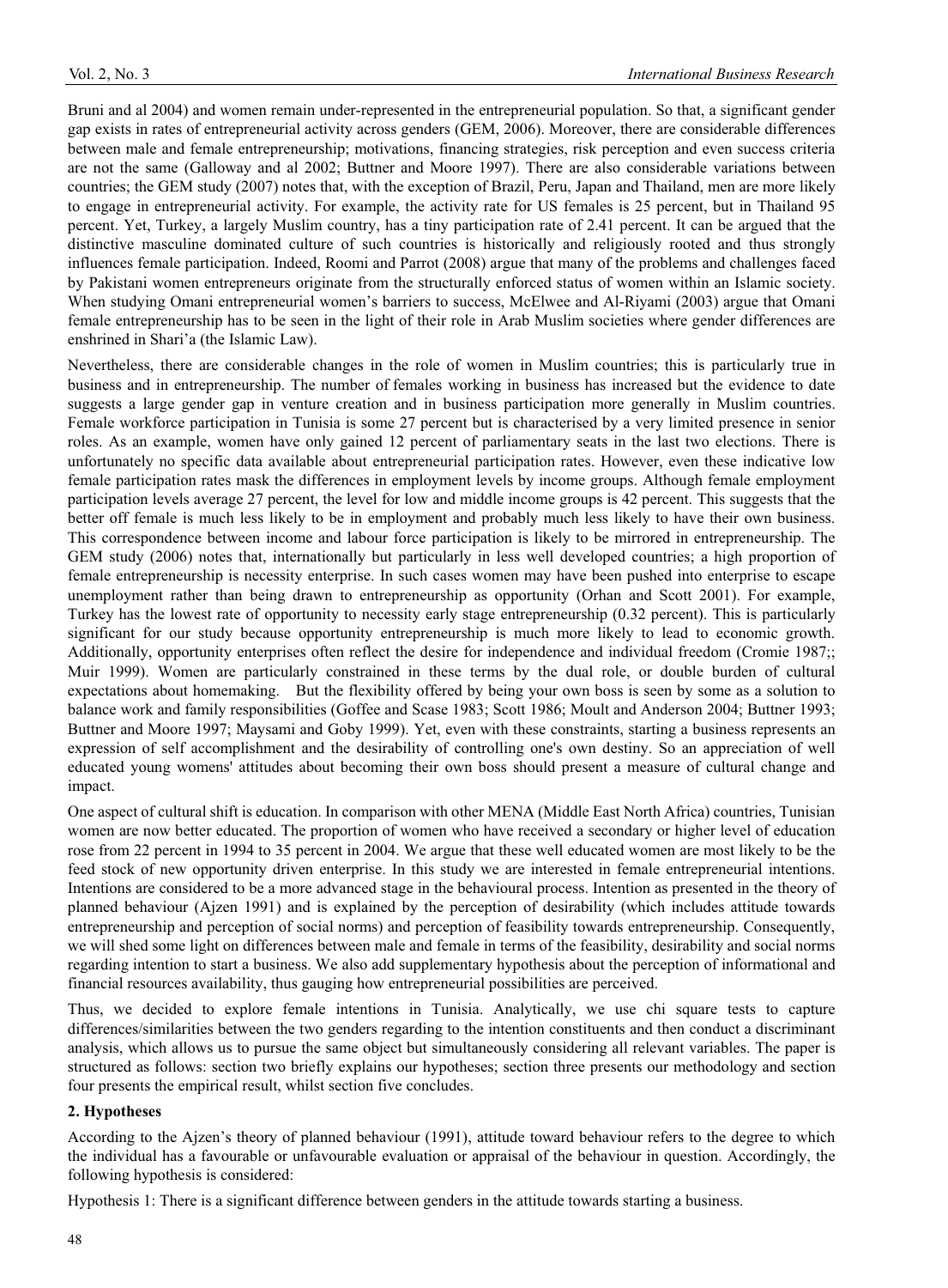Bruni and al 2004) and women remain under-represented in the entrepreneurial population. So that, a significant gender gap exists in rates of entrepreneurial activity across genders (GEM, 2006). Moreover, there are considerable differences between male and female entrepreneurship; motivations, financing strategies, risk perception and even success criteria are not the same (Galloway and al 2002; Buttner and Moore 1997). There are also considerable variations between countries; the GEM study (2007) notes that, with the exception of Brazil, Peru, Japan and Thailand, men are more likely to engage in entrepreneurial activity. For example, the activity rate for US females is 25 percent, but in Thailand 95 percent. Yet, Turkey, a largely Muslim country, has a tiny participation rate of 2.41 percent. It can be argued that the distinctive masculine dominated culture of such countries is historically and religiously rooted and thus strongly influences female participation. Indeed, Roomi and Parrot (2008) argue that many of the problems and challenges faced by Pakistani women entrepreneurs originate from the structurally enforced status of women within an Islamic society. When studying Omani entrepreneurial women's barriers to success, McElwee and Al-Riyami (2003) argue that Omani female entrepreneurship has to be seen in the light of their role in Arab Muslim societies where gender differences are enshrined in Shari'a (the Islamic Law).

Nevertheless, there are considerable changes in the role of women in Muslim countries; this is particularly true in business and in entrepreneurship. The number of females working in business has increased but the evidence to date suggests a large gender gap in venture creation and in business participation more generally in Muslim countries. Female workforce participation in Tunisia is some 27 percent but is characterised by a very limited presence in senior roles. As an example, women have only gained 12 percent of parliamentary seats in the last two elections. There is unfortunately no specific data available about entrepreneurial participation rates. However, even these indicative low female participation rates mask the differences in employment levels by income groups. Although female employment participation levels average 27 percent, the level for low and middle income groups is 42 percent. This suggests that the better off female is much less likely to be in employment and probably much less likely to have their own business. This correspondence between income and labour force participation is likely to be mirrored in entrepreneurship. The GEM study (2006) notes that, internationally but particularly in less well developed countries; a high proportion of female entrepreneurship is necessity enterprise. In such cases women may have been pushed into enterprise to escape unemployment rather than being drawn to entrepreneurship as opportunity (Orhan and Scott 2001). For example, Turkey has the lowest rate of opportunity to necessity early stage entrepreneurship (0.32 percent). This is particularly significant for our study because opportunity entrepreneurship is much more likely to lead to economic growth. Additionally, opportunity enterprises often reflect the desire for independence and individual freedom (Cromie 1987;; Muir 1999). Women are particularly constrained in these terms by the dual role, or double burden of cultural expectations about homemaking. But the flexibility offered by being your own boss is seen by some as a solution to balance work and family responsibilities (Goffee and Scase 1983; Scott 1986; Moult and Anderson 2004; Buttner 1993; Buttner and Moore 1997; Maysami and Goby 1999). Yet, even with these constraints, starting a business represents an expression of self accomplishment and the desirability of controlling one's own destiny. So an appreciation of well educated young womens' attitudes about becoming their own boss should present a measure of cultural change and impact.

One aspect of cultural shift is education. In comparison with other MENA (Middle East North Africa) countries, Tunisian women are now better educated. The proportion of women who have received a secondary or higher level of education rose from 22 percent in 1994 to 35 percent in 2004. We argue that these well educated women are most likely to be the feed stock of new opportunity driven enterprise. In this study we are interested in female entrepreneurial intentions. Intentions are considered to be a more advanced stage in the behavioural process. Intention as presented in the theory of planned behaviour (Ajzen 1991) and is explained by the perception of desirability (which includes attitude towards entrepreneurship and perception of social norms) and perception of feasibility towards entrepreneurship. Consequently, we will shed some light on differences between male and female in terms of the feasibility, desirability and social norms regarding intention to start a business. We also add supplementary hypothesis about the perception of informational and financial resources availability, thus gauging how entrepreneurial possibilities are perceived.

Thus, we decided to explore female intentions in Tunisia. Analytically, we use chi square tests to capture differences/similarities between the two genders regarding to the intention constituents and then conduct a discriminant analysis, which allows us to pursue the same object but simultaneously considering all relevant variables. The paper is structured as follows: section two briefly explains our hypotheses; section three presents our methodology and section four presents the empirical result, whilst section five concludes.

## 2. Hypotheses

According to the Ajzen's theory of planned behaviour (1991), attitude toward behaviour refers to the degree to which the individual has a favourable or unfavourable evaluation or appraisal of the behaviour in question. Accordingly, the following hypothesis is considered:

Hypothesis 1: There is a significant difference between genders in the attitude towards starting a business.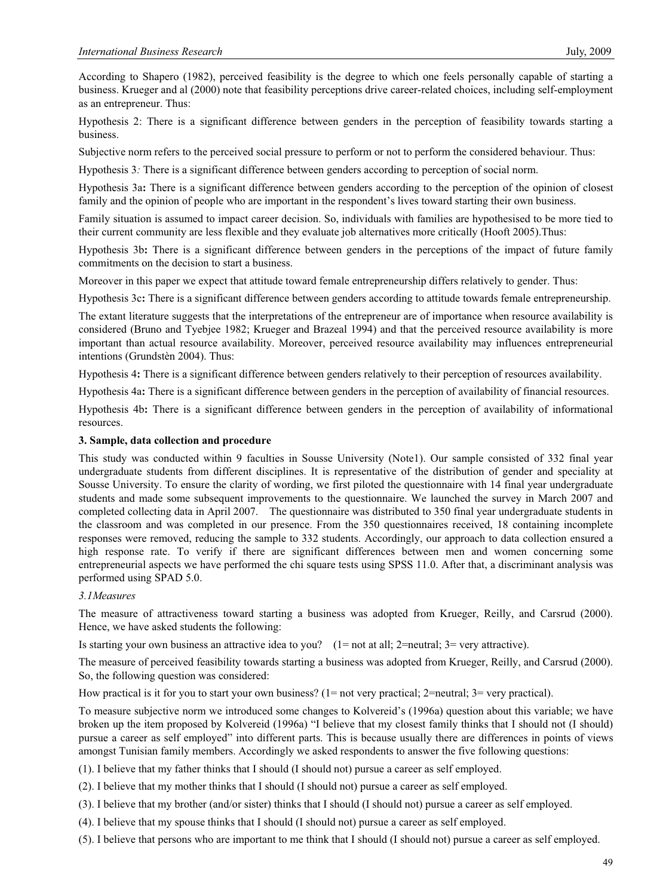According to Shapero (1982), perceived feasibility is the degree to which one feels personally capable of starting a business. Krueger and al (2000) note that feasibility perceptions drive career-related choices, including self-employment as an entrepreneur. Thus:

Hypothesis 2: There is a significant difference between genders in the perception of feasibility towards starting a business.

Subjective norm refers to the perceived social pressure to perform or not to perform the considered behaviour. Thus:

Hypothesis 3*:* There is a significant difference between genders according to perception of social norm.

Hypothesis 3a**:** There is a significant difference between genders according to the perception of the opinion of closest family and the opinion of people who are important in the respondent's lives toward starting their own business.

Family situation is assumed to impact career decision. So, individuals with families are hypothesised to be more tied to their current community are less flexible and they evaluate job alternatives more critically (Hooft 2005).Thus:

Hypothesis 3b**:** There is a significant difference between genders in the perceptions of the impact of future family commitments on the decision to start a business.

Moreover in this paper we expect that attitude toward female entrepreneurship differs relatively to gender. Thus:

Hypothesis 3c**:** There is a significant difference between genders according to attitude towards female entrepreneurship.

The extant literature suggests that the interpretations of the entrepreneur are of importance when resource availability is considered (Bruno and Tyebjee 1982; Krueger and Brazeal 1994) and that the perceived resource availability is more important than actual resource availability. Moreover, perceived resource availability may influences entrepreneurial intentions (Grundstèn 2004). Thus:

Hypothesis 4**:** There is a significant difference between genders relatively to their perception of resources availability.

Hypothesis 4a**:** There is a significant difference between genders in the perception of availability of financial resources.

Hypothesis 4b**:** There is a significant difference between genders in the perception of availability of informational resources.

## 3. Sample, data collection and procedure

This study was conducted within 9 faculties in Sousse University (Note1). Our sample consisted of 332 final year undergraduate students from different disciplines. It is representative of the distribution of gender and speciality at Sousse University. To ensure the clarity of wording, we first piloted the questionnaire with 14 final year undergraduate students and made some subsequent improvements to the questionnaire. We launched the survey in March 2007 and completed collecting data in April 2007. The questionnaire was distributed to 350 final year undergraduate students in the classroom and was completed in our presence. From the 350 questionnaires received, 18 containing incomplete responses were removed, reducing the sample to 332 students. Accordingly, our approach to data collection ensured a high response rate. To verify if there are significant differences between men and women concerning some entrepreneurial aspects we have performed the chi square tests using SPSS 11.0. After that, a discriminant analysis was performed using SPAD 5.0.

### *3.1Measures*

The measure of attractiveness toward starting a business was adopted from Krueger, Reilly, and Carsrud (2000). Hence, we have asked students the following:

Is starting your own business an attractive idea to you? (1= not at all; 2=neutral; 3= very attractive).

The measure of perceived feasibility towards starting a business was adopted from Krueger, Reilly, and Carsrud (2000). So, the following question was considered:

How practical is it for you to start your own business? (1= not very practical; 2=neutral; 3= very practical).

To measure subjective norm we introduced some changes to Kolvereid's (1996a) question about this variable; we have broken up the item proposed by Kolvereid (1996a) "I believe that my closest family thinks that I should not (I should) pursue a career as self employed" into different parts. This is because usually there are differences in points of views amongst Tunisian family members. Accordingly we asked respondents to answer the five following questions:

(1). I believe that my father thinks that I should (I should not) pursue a career as self employed.

(2). I believe that my mother thinks that I should (I should not) pursue a career as self employed.

(3). I believe that my brother (and/or sister) thinks that I should (I should not) pursue a career as self employed.

(4). I believe that my spouse thinks that I should (I should not) pursue a career as self employed.

(5). I believe that persons who are important to me think that I should (I should not) pursue a career as self employed.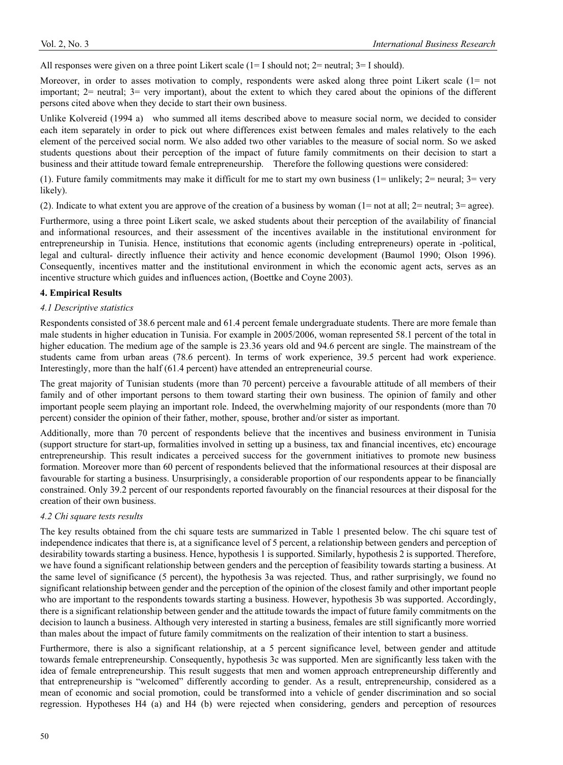All responses were given on a three point Likert scale (1= I should not; 2= neutral; 3= I should).

Moreover, in order to asses motivation to comply, respondents were asked along three point Likert scale (1= not important; 2= neutral; 3= very important), about the extent to which they cared about the opinions of the different persons cited above when they decide to start their own business.

Unlike Kolvereid (1994 a) who summed all items described above to measure social norm, we decided to consider each item separately in order to pick out where differences exist between females and males relatively to the each element of the perceived social norm. We also added two other variables to the measure of social norm. So we asked students questions about their perception of the impact of future family commitments on their decision to start a business and their attitude toward female entrepreneurship. Therefore the following questions were considered:

(1). Future family commitments may make it difficult for me to start my own business (1= unlikely; 2= neural; 3= very likely).

(2). Indicate to what extent you are approve of the creation of a business by woman (1= not at all; 2= neutral; 3= agree).

Furthermore, using a three point Likert scale, we asked students about their perception of the availability of financial and informational resources, and their assessment of the incentives available in the institutional environment for entrepreneurship in Tunisia. Hence, institutions that economic agents (including entrepreneurs) operate in -political, legal and cultural- directly influence their activity and hence economic development (Baumol 1990; Olson 1996). Consequently, incentives matter and the institutional environment in which the economic agent acts, serves as an incentive structure which guides and influences action, (Boettke and Coyne 2003).

## 4. Empirical Results

### *4.1 Descriptive statistics*

Respondents consisted of 38.6 percent male and 61.4 percent female undergraduate students. There are more female than male students in higher education in Tunisia. For example in 2005/2006, woman represented 58.1 percent of the total in higher education. The medium age of the sample is 23.36 years old and 94.6 percent are single. The mainstream of the students came from urban areas (78.6 percent). In terms of work experience, 39.5 percent had work experience. Interestingly, more than the half (61.4 percent) have attended an entrepreneurial course.

The great majority of Tunisian students (more than 70 percent) perceive a favourable attitude of all members of their family and of other important persons to them toward starting their own business. The opinion of family and other important people seem playing an important role. Indeed, the overwhelming majority of our respondents (more than 70 percent) consider the opinion of their father, mother, spouse, brother and/or sister as important.

Additionally, more than 70 percent of respondents believe that the incentives and business environment in Tunisia (support structure for start-up, formalities involved in setting up a business, tax and financial incentives, etc) encourage entrepreneurship. This result indicates a perceived success for the government initiatives to promote new business formation. Moreover more than 60 percent of respondents believed that the informational resources at their disposal are favourable for starting a business. Unsurprisingly, a considerable proportion of our respondents appear to be financially constrained. Only 39.2 percent of our respondents reported favourably on the financial resources at their disposal for the creation of their own business.

### *4.2 Chi square tests results*

The key results obtained from the chi square tests are summarized in Table 1 presented below. The chi square test of independence indicates that there is, at a significance level of 5 percent, a relationship between genders and perception of desirability towards starting a business. Hence, hypothesis 1 is supported. Similarly, hypothesis 2 is supported. Therefore, we have found a significant relationship between genders and the perception of feasibility towards starting a business. At the same level of significance (5 percent), the hypothesis 3a was rejected. Thus, and rather surprisingly, we found no significant relationship between gender and the perception of the opinion of the closest family and other important people who are important to the respondents towards starting a business. However, hypothesis 3b was supported. Accordingly, there is a significant relationship between gender and the attitude towards the impact of future family commitments on the decision to launch a business. Although very interested in starting a business, females are still significantly more worried than males about the impact of future family commitments on the realization of their intention to start a business.

Furthermore, there is also a significant relationship, at a 5 percent significance level, between gender and attitude towards female entrepreneurship. Consequently, hypothesis 3c was supported. Men are significantly less taken with the idea of female entrepreneurship. This result suggests that men and women approach entrepreneurship differently and that entrepreneurship is "welcomed" differently according to gender. As a result, entrepreneurship, considered as a mean of economic and social promotion, could be transformed into a vehicle of gender discrimination and so social regression. Hypotheses H4 (a) and H4 (b) were rejected when considering, genders and perception of resources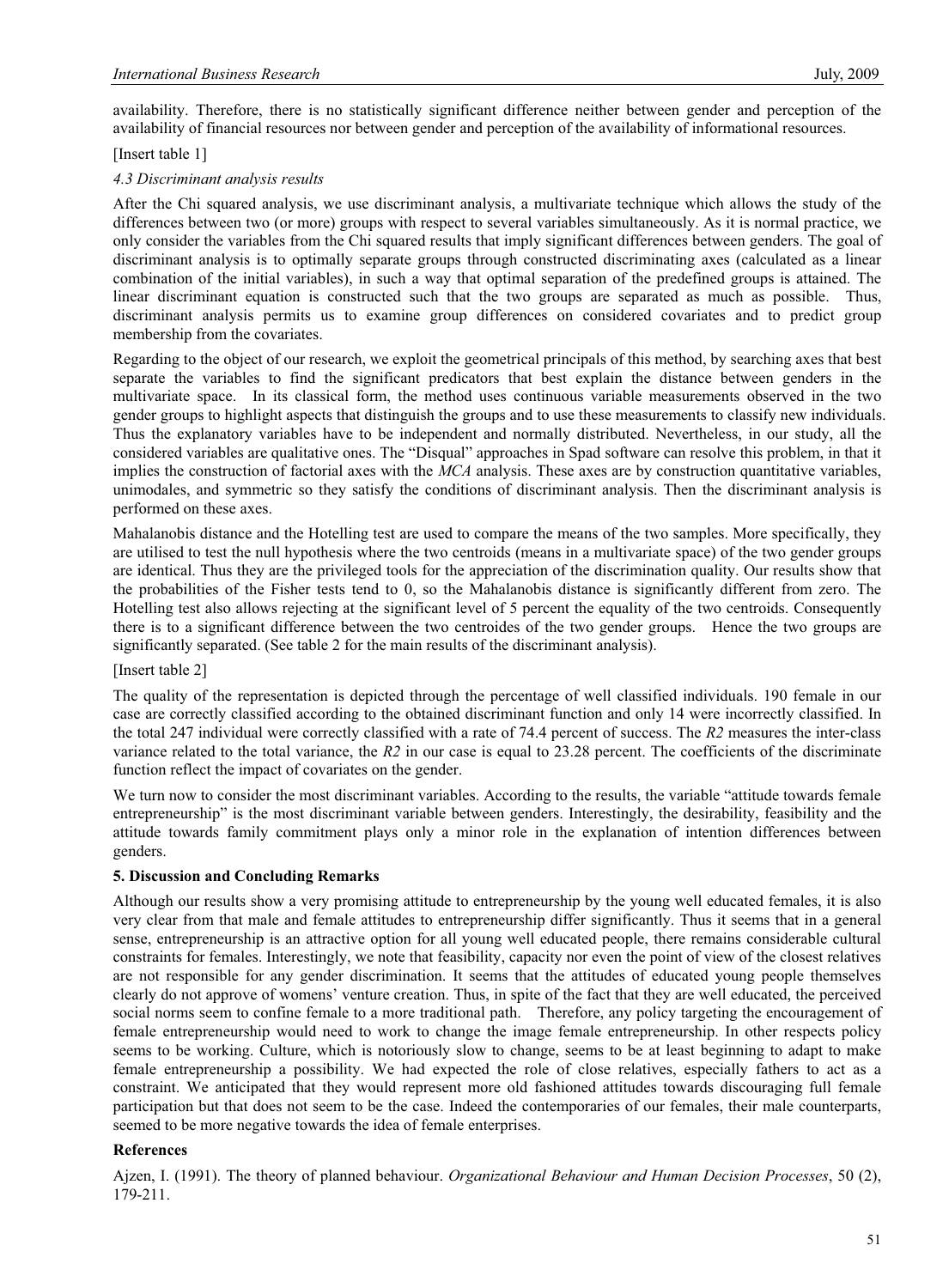availability. Therefore, there is no statistically significant difference neither between gender and perception of the availability of financial resources nor between gender and perception of the availability of informational resources.

[Insert table 1]

### *4.3 Discriminant analysis results*

After the Chi squared analysis, we use discriminant analysis, a multivariate technique which allows the study of the differences between two (or more) groups with respect to several variables simultaneously. As it is normal practice, we only consider the variables from the Chi squared results that imply significant differences between genders. The goal of discriminant analysis is to optimally separate groups through constructed discriminating axes (calculated as a linear combination of the initial variables), in such a way that optimal separation of the predefined groups is attained. The linear discriminant equation is constructed such that the two groups are separated as much as possible. Thus, discriminant analysis permits us to examine group differences on considered covariates and to predict group membership from the covariates.

Regarding to the object of our research, we exploit the geometrical principals of this method, by searching axes that best separate the variables to find the significant predicators that best explain the distance between genders in the multivariate space. In its classical form, the method uses continuous variable measurements observed in the two gender groups to highlight aspects that distinguish the groups and to use these measurements to classify new individuals. Thus the explanatory variables have to be independent and normally distributed. Nevertheless, in our study, all the considered variables are qualitative ones. The "Disqual" approaches in Spad software can resolve this problem, in that it implies the construction of factorial axes with the *MCA* analysis. These axes are by construction quantitative variables, unimodales, and symmetric so they satisfy the conditions of discriminant analysis. Then the discriminant analysis is performed on these axes.

Mahalanobis distance and the Hotelling test are used to compare the means of the two samples. More specifically, they are utilised to test the null hypothesis where the two centroids (means in a multivariate space) of the two gender groups are identical. Thus they are the privileged tools for the appreciation of the discrimination quality. Our results show that the probabilities of the Fisher tests tend to 0, so the Mahalanobis distance is significantly different from zero. The Hotelling test also allows rejecting at the significant level of 5 percent the equality of the two centroids. Consequently there is to a significant difference between the two centroides of the two gender groups. Hence the two groups are significantly separated. (See table 2 for the main results of the discriminant analysis).

[Insert table 2]

The quality of the representation is depicted through the percentage of well classified individuals. 190 female in our case are correctly classified according to the obtained discriminant function and only 14 were incorrectly classified. In the total 247 individual were correctly classified with a rate of 74.4 percent of success. The *R2* measures the inter-class variance related to the total variance, the *R2* in our case is equal to 23.28 percent. The coefficients of the discriminate function reflect the impact of covariates on the gender.

We turn now to consider the most discriminant variables. According to the results, the variable "attitude towards female entrepreneurship" is the most discriminant variable between genders. Interestingly, the desirability, feasibility and the attitude towards family commitment plays only a minor role in the explanation of intention differences between genders.

## 5. Discussion and Concluding Remarks

Although our results show a very promising attitude to entrepreneurship by the young well educated females, it is also very clear from that male and female attitudes to entrepreneurship differ significantly. Thus it seems that in a general sense, entrepreneurship is an attractive option for all young well educated people, there remains considerable cultural constraints for females. Interestingly, we note that feasibility, capacity nor even the point of view of the closest relatives are not responsible for any gender discrimination. It seems that the attitudes of educated young people themselves clearly do not approve of womens' venture creation. Thus, in spite of the fact that they are well educated, the perceived social norms seem to confine female to a more traditional path. Therefore, any policy targeting the encouragement of female entrepreneurship would need to work to change the image female entrepreneurship. In other respects policy seems to be working. Culture, which is notoriously slow to change, seems to be at least beginning to adapt to make female entrepreneurship a possibility. We had expected the role of close relatives, especially fathers to act as a constraint. We anticipated that they would represent more old fashioned attitudes towards discouraging full female participation but that does not seem to be the case. Indeed the contemporaries of our females, their male counterparts, seemed to be more negative towards the idea of female enterprises.

## References

Ajzen, I. (1991). The theory of planned behaviour. *Organizational Behaviour and Human Decision Processes*, 50 (2), 179-211.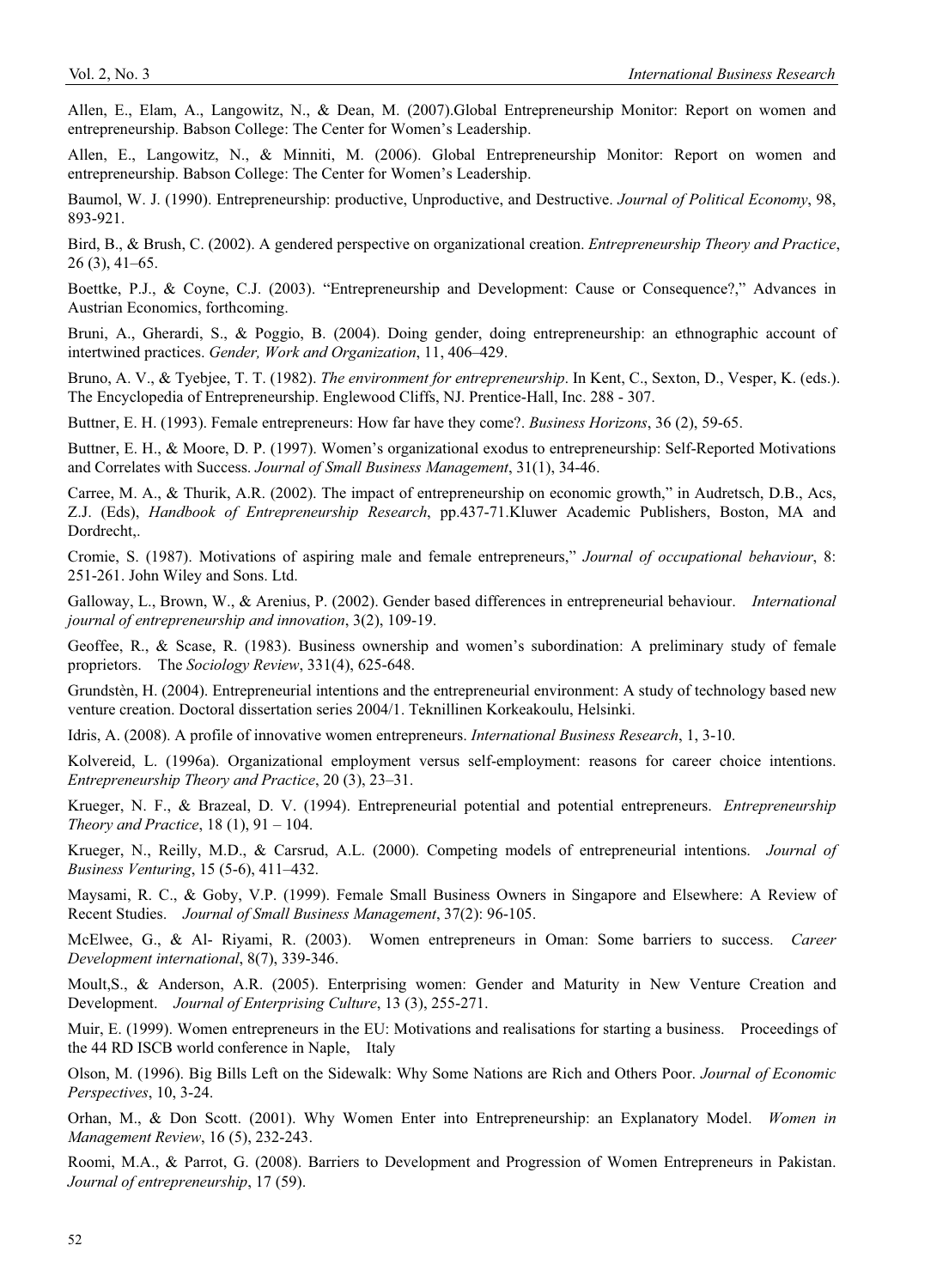Allen, E., Elam, A., Langowitz, N., & Dean, M. (2007).Global Entrepreneurship Monitor: Report on women and entrepreneurship. Babson College: The Center for Women's Leadership.

Allen, E., Langowitz, N., & Minniti, M. (2006). Global Entrepreneurship Monitor: Report on women and entrepreneurship. Babson College: The Center for Women's Leadership.

Baumol, W. J. (1990). Entrepreneurship: productive, Unproductive, and Destructive. *Journal of Political Economy*, 98, 893-921.

Bird, B., & Brush, C. (2002). A gendered perspective on organizational creation. *Entrepreneurship Theory and Practice*, 26 (3), 41–65.

Boettke, P.J., & Coyne, C.J. (2003). "Entrepreneurship and Development: Cause or Consequence?," Advances in Austrian Economics, forthcoming.

Bruni, A., Gherardi, S., & Poggio, B. (2004). Doing gender, doing entrepreneurship: an ethnographic account of intertwined practices. *Gender, Work and Organization*, 11, 406–429.

Bruno, A. V., & Tyebjee, T. T. (1982). *The environment for entrepreneurship*. In Kent, C., Sexton, D., Vesper, K. (eds.). The Encyclopedia of Entrepreneurship. Englewood Cliffs, NJ. Prentice-Hall, Inc. 288 - 307.

Buttner, E. H. (1993). Female entrepreneurs: How far have they come?. *Business Horizons*, 36 (2), 59-65.

Buttner, E. H., & Moore, D. P. (1997). Women's organizational exodus to entrepreneurship: Self-Reported Motivations and Correlates with Success. *Journal of Small Business Management*, 31(1), 34-46.

Carree, M. A., & Thurik, A.R. (2002). The impact of entrepreneurship on economic growth," in Audretsch, D.B., Acs, Z.J. (Eds), *Handbook of Entrepreneurship Research*, pp.437-71.Kluwer Academic Publishers, Boston, MA and Dordrecht,.

Cromie, S. (1987). Motivations of aspiring male and female entrepreneurs," *Journal of occupational behaviour*, 8: 251-261. John Wiley and Sons. Ltd.

Galloway, L., Brown, W., & Arenius, P. (2002). Gender based differences in entrepreneurial behaviour. *International journal of entrepreneurship and innovation*, 3(2), 109-19.

Geoffee, R., & Scase, R. (1983). Business ownership and women's subordination: A preliminary study of female proprietors. The *Sociology Review*, 331(4), 625-648.

Grundstèn, H. (2004). Entrepreneurial intentions and the entrepreneurial environment: A study of technology based new venture creation. Doctoral dissertation series 2004/1. Teknillinen Korkeakoulu, Helsinki.

Idris, A. (2008). A profile of innovative women entrepreneurs. *International Business Research*, 1, 3-10.

Kolvereid, L. (1996a). Organizational employment versus self-employment: reasons for career choice intentions. *Entrepreneurship Theory and Practice*, 20 (3), 23–31.

Krueger, N. F., & Brazeal, D. V. (1994). Entrepreneurial potential and potential entrepreneurs. *Entrepreneurship Theory and Practice*, 18 (1), 91 – 104.

Krueger, N., Reilly, M.D., & Carsrud, A.L. (2000). Competing models of entrepreneurial intentions. *Journal of Business Venturing*, 15 (5-6), 411–432.

Maysami, R. C., & Goby, V.P. (1999). Female Small Business Owners in Singapore and Elsewhere: A Review of Recent Studies. *Journal of Small Business Management*, 37(2): 96-105.

McElwee, G., & Al- Riyami, R. (2003). Women entrepreneurs in Oman: Some barriers to success. *Career Development international*, 8(7), 339-346.

Moult,S., & Anderson, A.R. (2005). Enterprising women: Gender and Maturity in New Venture Creation and Development. *Journal of Enterprising Culture*, 13 (3), 255-271.

Muir, E. (1999). Women entrepreneurs in the EU: Motivations and realisations for starting a business. Proceedings of the 44 RD ISCB world conference in Naple, Italy

Olson, M. (1996). Big Bills Left on the Sidewalk: Why Some Nations are Rich and Others Poor. *Journal of Economic Perspectives*, 10, 3-24.

Orhan, M., & Don Scott. (2001). Why Women Enter into Entrepreneurship: an Explanatory Model. *Women in Management Review*, 16 (5), 232-243.

Roomi, M.A., & Parrot, G. (2008). Barriers to Development and Progression of Women Entrepreneurs in Pakistan. *Journal of entrepreneurship*, 17 (59).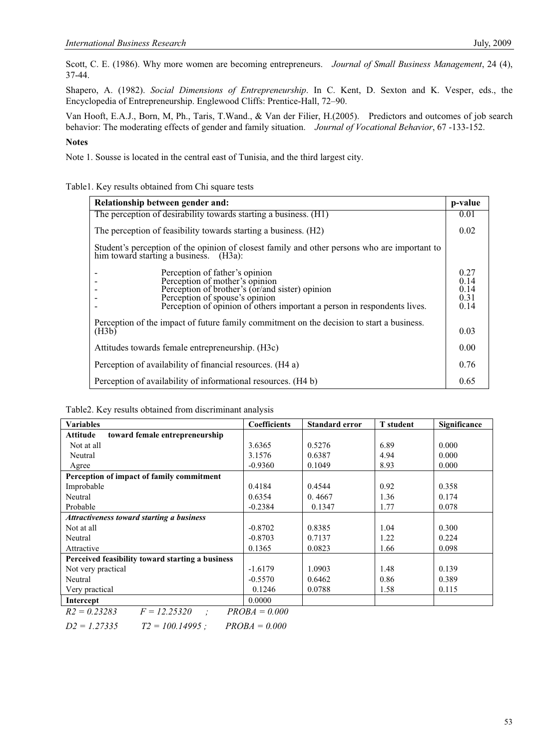Scott, C. E. (1986). Why more women are becoming entrepreneurs. *Journal of Small Business Management*, 24 (4), 37-44.

Shapero, A. (1982). *Social Dimensions of Entrepreneurship*. In C. Kent, D. Sexton and K. Vesper, eds., the Encyclopedia of Entrepreneurship. Englewood Cliffs: Prentice-Hall, 72–90.

Van Hooft, E.A.J., Born, M, Ph., Taris, T.Wand., & Van der Filier, H.(2005). Predictors and outcomes of job search behavior: The moderating effects of gender and family situation. *Journal of Vocational Behavior*, 67 -133-152.

**Notes**

Note 1. Sousse is located in the central east of Tunisia, and the third largest city.

Table1. Key results obtained from Chi square tests

| Relationship between gender and: | p-value |
|---|---|
| The perception of desirability towards starting a business. (H1) | 0.01 |
| The perception of feasibility towards starting a business. (H2) | 0.02 |
| Student's perception of the opinion of closest family and other persons who are important to him toward starting a business. (H3a): | |
| - Perception of father's opinion | 0.27 |
| - Perception of mother's opinion | 0.14 |
| - Perception of brother's (or/and sister) opinion | 0.14 |
| - Perception of spouse's opinion | 0.31 |
| - Perception of opinion of others important a person in respondents lives. | 0.14 |
| Perception of the impact of future family commitment on the decision to start a business. (H3b) | 0.03 |
| Attitudes towards female entrepreneurship. (H3c) | 0.00 |
| Perception of availability of financial resources. (H4 a) | 0.76 |
| Perception of availability of informational resources. (H4 b) | 0.65 |

Table2. Key results obtained from discriminant analysis

| Variables | Coefficients | Standard error | T student | Significance |
|---|---|---|---|---|
| **Attitude toward female entrepreneurship** | | | | |
| Not at all | 3.6365 | 0.5276 | 6.89 | 0.000 |
| Neutral | 3.1576 | 0.6387 | 4.94 | 0.000 |
| Agree | -0.9360 | 0.1049 | 8.93 | 0.000 |
| **Perception of impact of family commitment** | | | | |
| Improbable | 0.4184 | 0.4544 | 0.92 | 0.358 |
| Neutral | 0.6354 | 0. 4667 | 1.36 | 0.174 |
| Probable | -0.2384 | 0.1347 | 1.77 | 0.078 |
| ***Attractiveness toward starting a business*** | | | | |
| Not at all | -0.8702 | 0.8385 | 1.04 | 0.300 |
| Neutral | -0.8703 | 0.7137 | 1.22 | 0.224 |
| Attractive | 0.1365 | 0.0823 | 1.66 | 0.098 |
| **Perceived feasibility toward starting a business** | | | | |
| Not very practical | -1.6179 | 1.0903 | 1.48 | 0.139 |
| Neutral | -0.5570 | 0.6462 | 0.86 | 0.389 |
| Very practical | 0.1246 | 0.0788 | 1.58 | 0.115 |
| **Intercept** | 0.0000 | | | |

*R2 = 0.23283 F = 12.25320 ; PROBA = 0.000*

*D2 = 1.27335 T2 = 100.14995 ; PROBA = 0.000*